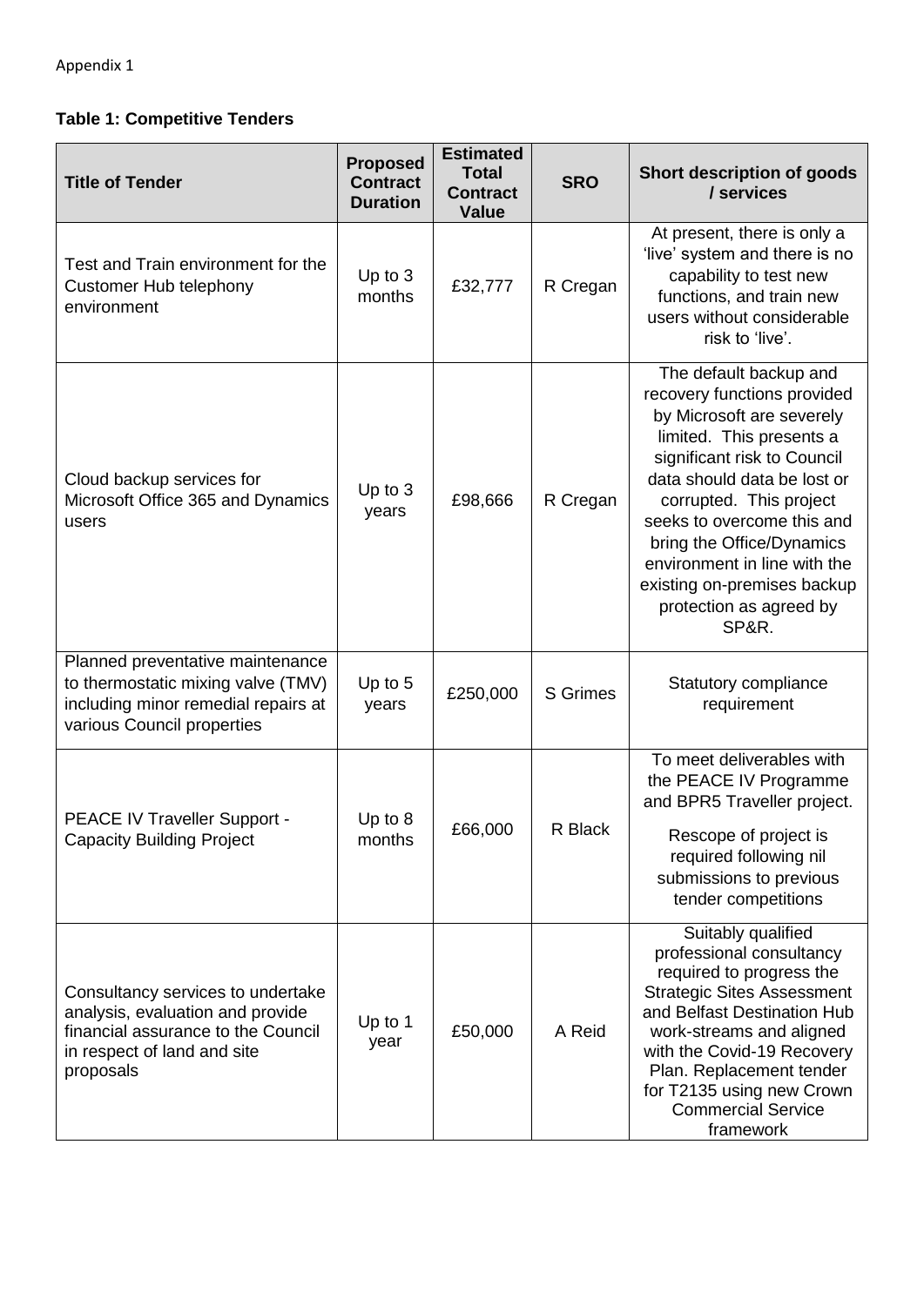Appendix 1

**Table 1: Competitive Tenders**

| Title of Tender | Proposed Contract Duration | Estimated Total Contract Value | SRO | Short description of goods / services |
|---|---|---|---|---|
| Test and Train environment for the Customer Hub telephony environment | Up to 3 months | £32,777 | R Cregan | At present, there is only a 'live' system and there is no capability to test new functions, and train new users without considerable risk to 'live'. |
| Cloud backup services for Microsoft Office 365 and Dynamics users | Up to 3 years | £98,666 | R Cregan | The default backup and recovery functions provided by Microsoft are severely limited. This presents a significant risk to Council data should data be lost or corrupted. This project seeks to overcome this and bring the Office/Dynamics environment in line with the existing on-premises backup protection as agreed by SP&R. |
| Planned preventative maintenance to thermostatic mixing valve (TMV) including minor remedial repairs at various Council properties | Up to 5 years | £250,000 | S Grimes | Statutory compliance requirement |
| PEACE IV Traveller Support - Capacity Building Project | Up to 8 months | £66,000 | R Black | To meet deliverables with the PEACE IV Programme and BPR5 Traveller project. Rescope of project is required following nil submissions to previous tender competitions |
| Consultancy services to undertake analysis, evaluation and provide financial assurance to the Council in respect of land and site proposals | Up to 1 year | £50,000 | A Reid | Suitably qualified professional consultancy required to progress the Strategic Sites Assessment and Belfast Destination Hub work-streams and aligned with the Covid-19 Recovery Plan. Replacement tender for T2135 using new Crown Commercial Service framework |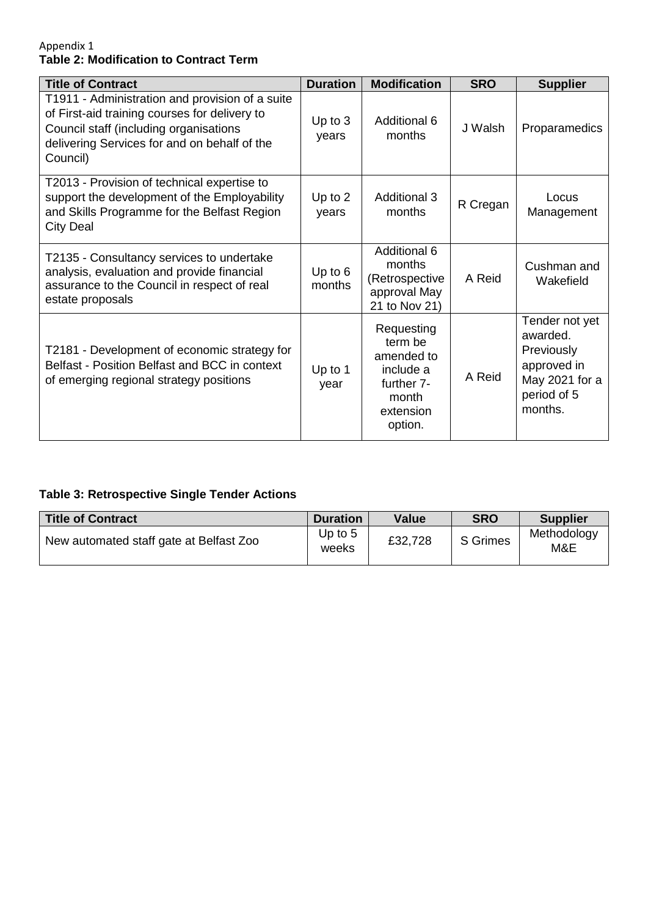Appendix 1

**Table 2: Modification to Contract Term**

| Title of Contract | Duration | Modification | SRO | Supplier |
|---|---|---|---|---|
| T1911 - Administration and provision of a suite of First-aid training courses for delivery to Council staff (including organisations delivering Services for and on behalf of the Council) | Up to 3 years | Additional 6 months | J Walsh | Proparamedics |
| T2013 - Provision of technical expertise to support the development of the Employability and Skills Programme for the Belfast Region City Deal | Up to 2 years | Additional 3 months | R Cregan | Locus Management |
| T2135 - Consultancy services to undertake analysis, evaluation and provide financial assurance to the Council in respect of real estate proposals | Up to 6 months | Additional 6 months (Retrospective approval May 21 to Nov 21) | A Reid | Cushman and Wakefield |
| T2181 - Development of economic strategy for Belfast - Position Belfast and BCC in context of emerging regional strategy positions | Up to 1 year | Requesting term be amended to include a further 7-month extension option. | A Reid | Tender not yet awarded. Previously approved in May 2021 for a period of 5 months. |

**Table 3: Retrospective Single Tender Actions**

| Title of Contract | Duration | Value | SRO | Supplier |
|---|---|---|---|---|
| New automated staff gate at Belfast Zoo | Up to 5 weeks | £32,728 | S Grimes | Methodology M&E |